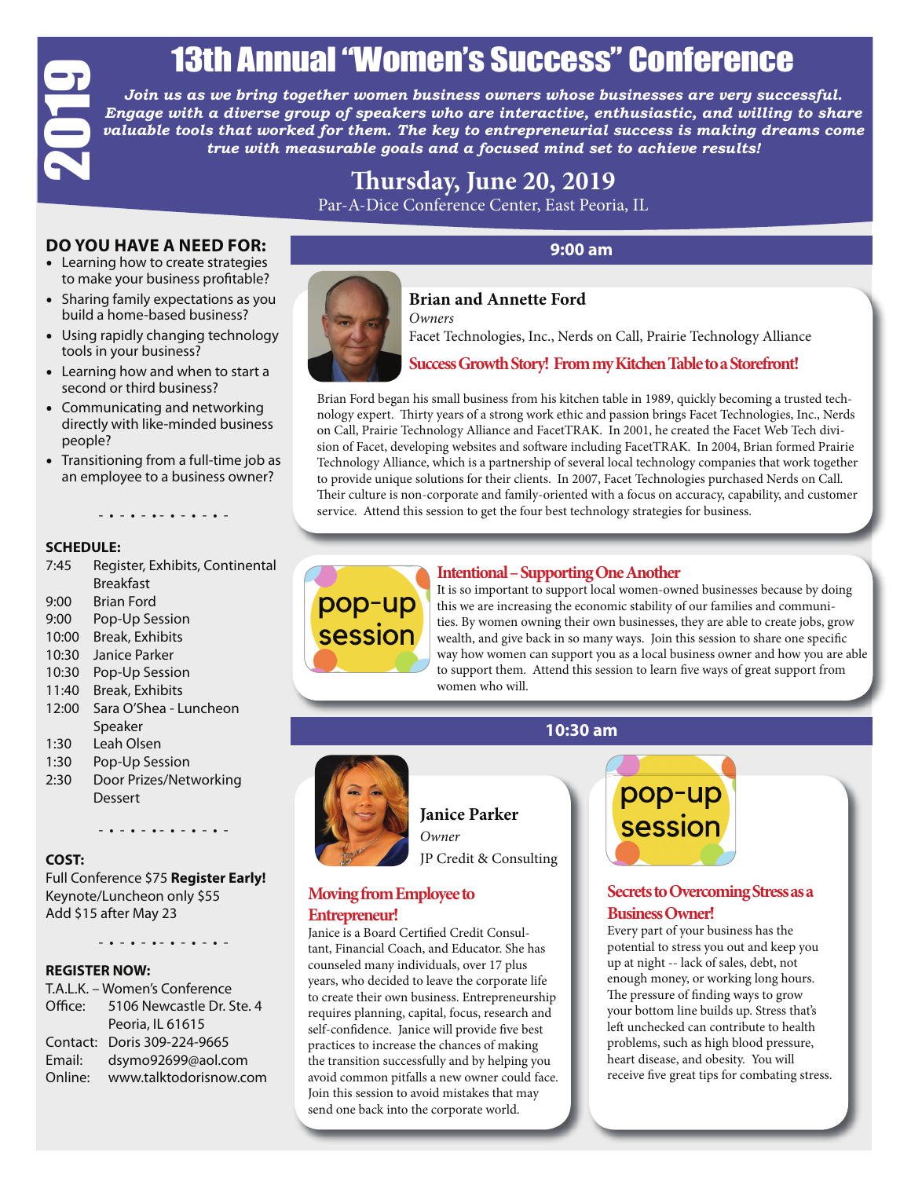# 2019 13th Annual "Women's Success" Conference

***Join us as we bring together women business owners whose businesses are very successful. Engage with a diverse group of speakers who are interactive, enthusiastic, and willing to share valuable tools that worked for them. The key to entrepreneurial success is making dreams come true with measurable goals and a focused mind set to achieve results!***

## Thursday, June 20, 2019

Par-A-Dice Conference Center, East Peoria, IL

### DO YOU HAVE A NEED FOR:

- Learning how to create strategies to make your business profitable?
- Sharing family expectations as you build a home-based business?
- Using rapidly changing technology tools in your business?
- Learning how and when to start a second or third business?
- Communicating and networking directly with like-minded business people?
- Transitioning from a full-time job as an employee to a business owner?

### SCHEDULE:

| | |
|---|---|
| 7:45 | Register, Exhibits, Continental Breakfast |
| 9:00 | Brian Ford |
| 9:00 | Pop-Up Session |
| 10:00 | Break, Exhibits |
| 10:30 | Janice Parker |
| 10:30 | Pop-Up Session |
| 11:40 | Break, Exhibits |
| 12:00 | Sara O'Shea - Luncheon Speaker |
| 1:30 | Leah Olsen |
| 1:30 | Pop-Up Session |
| 2:30 | Door Prizes/Networking Dessert |

### COST:

Full Conference $75 **Register Early!**
Keynote/Luncheon only $55
Add $15 after May 23

### REGISTER NOW:

T.A.L.K. – Women's Conference
Office: 5106 Newcastle Dr. Ste. 4
Peoria, IL 61615
Contact: Doris 309-224-9665
Email: dsymo92699@aol.com
Online: www.talktodorisnow.com

## 9:00 am

### Brian and Annette Ford

*Owners*
Facet Technologies, Inc., Nerds on Call, Prairie Technology Alliance

**Success Growth Story! From my Kitchen Table to a Storefront!**

Brian Ford began his small business from his kitchen table in 1989, quickly becoming a trusted technology expert. Thirty years of a strong work ethic and passion brings Facet Technologies, Inc., Nerds on Call, Prairie Technology Alliance and FacetTRAK. In 2001, he created the Facet Web Tech division of Facet, developing websites and software including FacetTRAK. In 2004, Brian formed Prairie Technology Alliance, which is a partnership of several local technology companies that work together to provide unique solutions for their clients. In 2007, Facet Technologies purchased Nerds on Call. Their culture is non-corporate and family-oriented with a focus on accuracy, capability, and customer service. Attend this session to get the four best technology strategies for business.

### pop-up session

**Intentional – Supporting One Another**

It is so important to support local women-owned businesses because by doing this we are increasing the economic stability of our families and communities. By women owning their own businesses, they are able to create jobs, grow wealth, and give back in so many ways. Join this session to share one specific way how women can support you as a local business owner and how you are able to support them. Attend this session to learn five ways of great support from women who will.

## 10:30 am

### Janice Parker

*Owner*
JP Credit & Consulting

**Moving from Employee to Entrepreneur!**

Janice is a Board Certified Credit Consultant, Financial Coach, and Educator. She has counseled many individuals, over 17 plus years, who decided to leave the corporate life to create their own business. Entrepreneurship requires planning, capital, focus, research and self-confidence. Janice will provide five best practices to increase the chances of making the transition successfully and by helping you avoid common pitfalls a new owner could face. Join this session to avoid mistakes that may send one back into the corporate world.

### pop-up session

**Secrets to Overcoming Stress as a Business Owner!**

Every part of your business has the potential to stress you out and keep you up at night -- lack of sales, debt, not enough money, or working long hours. The pressure of finding ways to grow your bottom line builds up. Stress that's left unchecked can contribute to health problems, such as high blood pressure, heart disease, and obesity. You will receive five great tips for combating stress.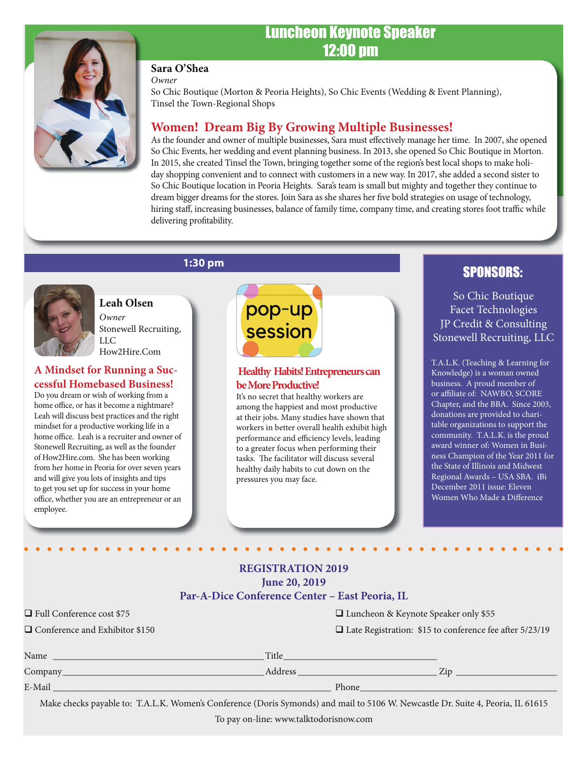## Luncheon Keynote Speaker
## 12:00 pm

**Sara O'Shea**
*Owner*
So Chic Boutique (Morton & Peoria Heights), So Chic Events (Wedding & Event Planning), Tinsel the Town-Regional Shops

### Women! Dream Big By Growing Multiple Businesses!

As the founder and owner of multiple businesses, Sara must effectively manage her time. In 2007, she opened So Chic Events, her wedding and event planning business. In 2013, she opened So Chic Boutique in Morton. In 2015, she created Tinsel the Town, bringing together some of the region's best local shops to make holiday shopping convenient and to connect with customers in a new way. In 2017, she added a second sister to So Chic Boutique location in Peoria Heights. Sara's team is small but mighty and together they continue to dream bigger dreams for the stores. Join Sara as she shares her five bold strategies on usage of technology, hiring staff, increasing businesses, balance of family time, company time, and creating stores foot traffic while delivering profitability.

## 1:30 pm

**Leah Olsen**
*Owner*
Stonewell Recruiting, LLC
How2Hire.Com

### A Mindset for Running a Successful Homebased Business!

Do you dream or wish of working from a home office, or has it become a nightmare? Leah will discuss best practices and the right mindset for a productive working life in a home office. Leah is a recruiter and owner of Stonewell Recruiting, as well as the founder of How2Hire.com. She has been working from her home in Peoria for over seven years and will give you lots of insights and tips to get you set up for success in your home office, whether you are an entrepreneur or an employee.

pop-up session

### Healthy Habits! Entrepreneurs can be More Productive!

It's no secret that healthy workers are among the happiest and most productive at their jobs. Many studies have shown that workers in better overall health exhibit high performance and efficiency levels, leading to a greater focus when performing their tasks. The facilitator will discuss several healthy daily habits to cut down on the pressures you may face.

## SPONSORS:

So Chic Boutique
Facet Technologies
JP Credit & Consulting
Stonewell Recruiting, LLC

T.A.L.K. (Teaching & Learning for Knowledge) is a woman owned business. A proud member of or affiliate of: NAWBO, SCORE Chapter, and the BBA. Since 2003, donations are provided to charitable organizations to support the community. T.A.L.K. is the proud award winner of: Women in Business Champion of the Year 2011 for the State of Illinois and Midwest Regional Awards – USA SBA. iBi December 2011 issue: Eleven Women Who Made a Difference

## REGISTRATION 2019
## June 20, 2019
## Par-A-Dice Conference Center – East Peoria, IL

- ❑ Full Conference cost $75
- ❑ Conference and Exhibitor $150
- ❑ Luncheon & Keynote Speaker only $55
- ❑ Late Registration: $15 to conference fee after 5/23/19

Name ____________________ Title ____________________

Company ____________________ Address ____________________ Zip ____________

E-Mail ____________________ Phone ____________________

Make checks payable to: T.A.L.K. Women's Conference (Doris Symonds) and mail to 5106 W. Newcastle Dr. Suite 4, Peoria, IL 61615

To pay on-line: www.talktodorisnow.com